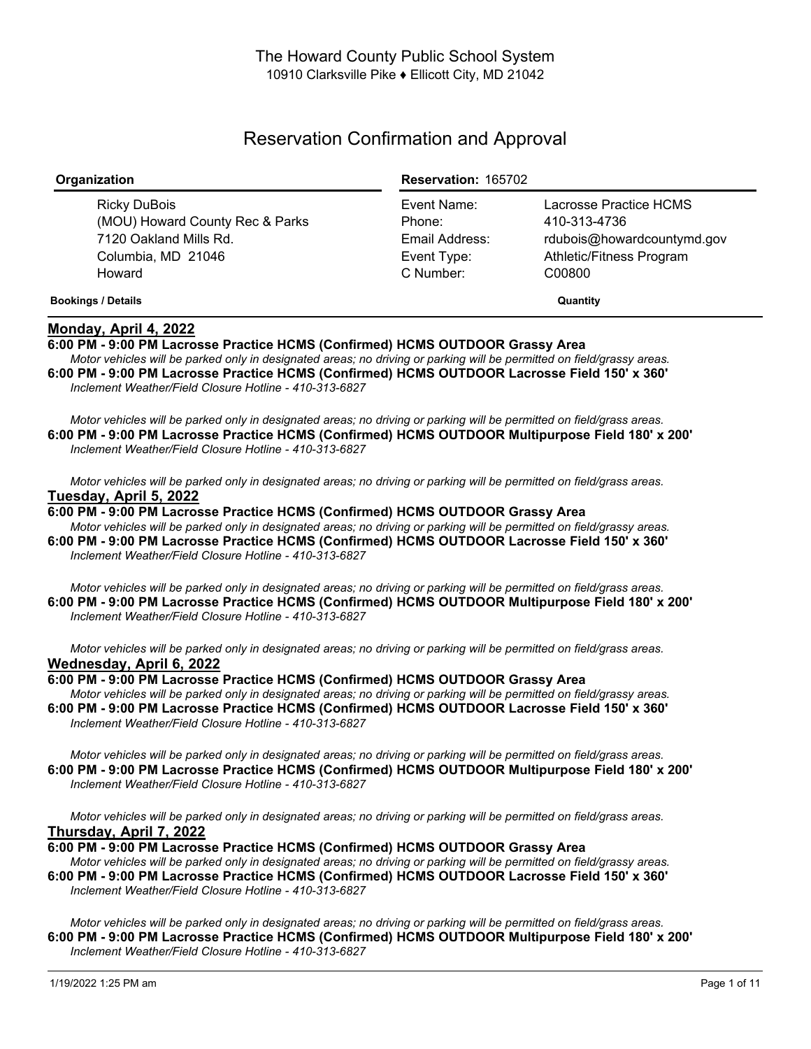The Howard County Public School System
10910 Clarksville Pike ♦ Ellicott City, MD 21042

# Reservation Confirmation and Approval

| Organization | Reservation: 165702 | |
|---|---|---|
| Ricky DuBois | Event Name: | Lacrosse Practice HCMS |
| (MOU) Howard County Rec & Parks | Phone: | 410-313-4736 |
| 7120 Oakland Mills Rd. | Email Address: | rdubois@howardcountymd.gov |
| Columbia, MD 21046 | Event Type: | Athletic/Fitness Program |
| Howard | C Number: | C00800 |

**Bookings / Details** **Quantity**

## Monday, April 4, 2022

**6:00 PM - 9:00 PM Lacrosse Practice HCMS (Confirmed) HCMS OUTDOOR Grassy Area**
*Motor vehicles will be parked only in designated areas; no driving or parking will be permitted on field/grassy areas.*

**6:00 PM - 9:00 PM Lacrosse Practice HCMS (Confirmed) HCMS OUTDOOR Lacrosse Field 150' x 360'**
*Inclement Weather/Field Closure Hotline - 410-313-6827*

*Motor vehicles will be parked only in designated areas; no driving or parking will be permitted on field/grass areas.*

**6:00 PM - 9:00 PM Lacrosse Practice HCMS (Confirmed) HCMS OUTDOOR Multipurpose Field 180' x 200'**
*Inclement Weather/Field Closure Hotline - 410-313-6827*

*Motor vehicles will be parked only in designated areas; no driving or parking will be permitted on field/grass areas.*

## Tuesday, April 5, 2022

**6:00 PM - 9:00 PM Lacrosse Practice HCMS (Confirmed) HCMS OUTDOOR Grassy Area**
*Motor vehicles will be parked only in designated areas; no driving or parking will be permitted on field/grassy areas.*

**6:00 PM - 9:00 PM Lacrosse Practice HCMS (Confirmed) HCMS OUTDOOR Lacrosse Field 150' x 360'**
*Inclement Weather/Field Closure Hotline - 410-313-6827*

*Motor vehicles will be parked only in designated areas; no driving or parking will be permitted on field/grass areas.*

**6:00 PM - 9:00 PM Lacrosse Practice HCMS (Confirmed) HCMS OUTDOOR Multipurpose Field 180' x 200'**
*Inclement Weather/Field Closure Hotline - 410-313-6827*

*Motor vehicles will be parked only in designated areas; no driving or parking will be permitted on field/grass areas.*

## Wednesday, April 6, 2022

**6:00 PM - 9:00 PM Lacrosse Practice HCMS (Confirmed) HCMS OUTDOOR Grassy Area**
*Motor vehicles will be parked only in designated areas; no driving or parking will be permitted on field/grassy areas.*

**6:00 PM - 9:00 PM Lacrosse Practice HCMS (Confirmed) HCMS OUTDOOR Lacrosse Field 150' x 360'**
*Inclement Weather/Field Closure Hotline - 410-313-6827*

*Motor vehicles will be parked only in designated areas; no driving or parking will be permitted on field/grass areas.*

**6:00 PM - 9:00 PM Lacrosse Practice HCMS (Confirmed) HCMS OUTDOOR Multipurpose Field 180' x 200'**
*Inclement Weather/Field Closure Hotline - 410-313-6827*

*Motor vehicles will be parked only in designated areas; no driving or parking will be permitted on field/grass areas.*

## Thursday, April 7, 2022

**6:00 PM - 9:00 PM Lacrosse Practice HCMS (Confirmed) HCMS OUTDOOR Grassy Area**
*Motor vehicles will be parked only in designated areas; no driving or parking will be permitted on field/grassy areas.*

**6:00 PM - 9:00 PM Lacrosse Practice HCMS (Confirmed) HCMS OUTDOOR Lacrosse Field 150' x 360'**
*Inclement Weather/Field Closure Hotline - 410-313-6827*

*Motor vehicles will be parked only in designated areas; no driving or parking will be permitted on field/grass areas.*

**6:00 PM - 9:00 PM Lacrosse Practice HCMS (Confirmed) HCMS OUTDOOR Multipurpose Field 180' x 200'**
*Inclement Weather/Field Closure Hotline - 410-313-6827*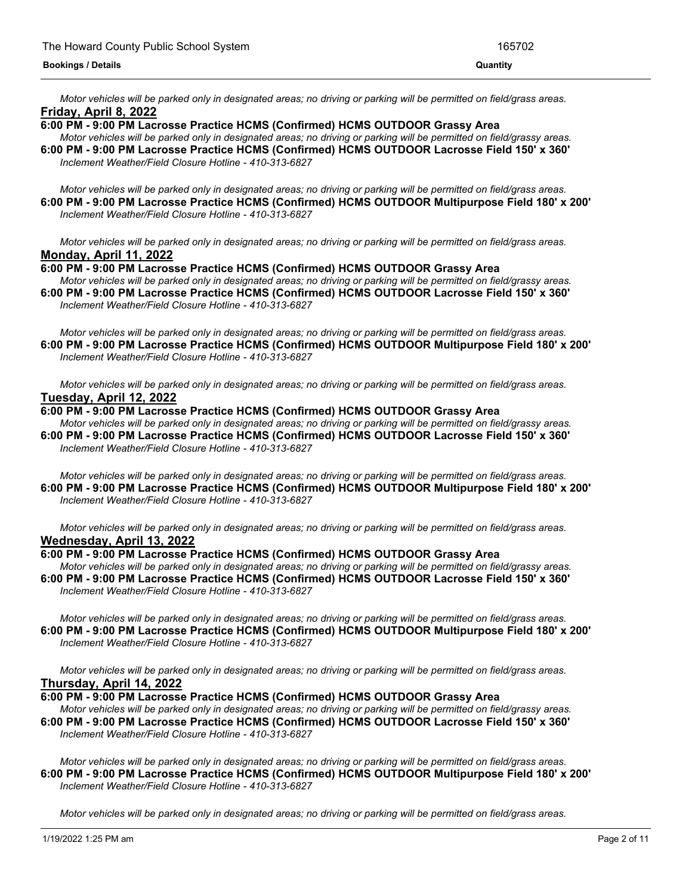*Motor vehicles will be parked only in designated areas; no driving or parking will be permitted on field/grass areas.*

**Friday, April 8, 2022**

**6:00 PM - 9:00 PM Lacrosse Practice HCMS (Confirmed) HCMS OUTDOOR Grassy Area**

*Motor vehicles will be parked only in designated areas; no driving or parking will be permitted on field/grassy areas.*

**6:00 PM - 9:00 PM Lacrosse Practice HCMS (Confirmed) HCMS OUTDOOR Lacrosse Field 150' x 360'**

*Inclement Weather/Field Closure Hotline - 410-313-6827*

*Motor vehicles will be parked only in designated areas; no driving or parking will be permitted on field/grass areas.*

**6:00 PM - 9:00 PM Lacrosse Practice HCMS (Confirmed) HCMS OUTDOOR Multipurpose Field 180' x 200'**

*Inclement Weather/Field Closure Hotline - 410-313-6827*

*Motor vehicles will be parked only in designated areas; no driving or parking will be permitted on field/grass areas.*

**Monday, April 11, 2022**

**6:00 PM - 9:00 PM Lacrosse Practice HCMS (Confirmed) HCMS OUTDOOR Grassy Area**

*Motor vehicles will be parked only in designated areas; no driving or parking will be permitted on field/grassy areas.*

**6:00 PM - 9:00 PM Lacrosse Practice HCMS (Confirmed) HCMS OUTDOOR Lacrosse Field 150' x 360'**

*Inclement Weather/Field Closure Hotline - 410-313-6827*

*Motor vehicles will be parked only in designated areas; no driving or parking will be permitted on field/grass areas.*

**6:00 PM - 9:00 PM Lacrosse Practice HCMS (Confirmed) HCMS OUTDOOR Multipurpose Field 180' x 200'**

*Inclement Weather/Field Closure Hotline - 410-313-6827*

*Motor vehicles will be parked only in designated areas; no driving or parking will be permitted on field/grass areas.*

**Tuesday, April 12, 2022**

**6:00 PM - 9:00 PM Lacrosse Practice HCMS (Confirmed) HCMS OUTDOOR Grassy Area**

*Motor vehicles will be parked only in designated areas; no driving or parking will be permitted on field/grassy areas.*

**6:00 PM - 9:00 PM Lacrosse Practice HCMS (Confirmed) HCMS OUTDOOR Lacrosse Field 150' x 360'**

*Inclement Weather/Field Closure Hotline - 410-313-6827*

*Motor vehicles will be parked only in designated areas; no driving or parking will be permitted on field/grass areas.*

**6:00 PM - 9:00 PM Lacrosse Practice HCMS (Confirmed) HCMS OUTDOOR Multipurpose Field 180' x 200'**

*Inclement Weather/Field Closure Hotline - 410-313-6827*

*Motor vehicles will be parked only in designated areas; no driving or parking will be permitted on field/grass areas.*

**Wednesday, April 13, 2022**

**6:00 PM - 9:00 PM Lacrosse Practice HCMS (Confirmed) HCMS OUTDOOR Grassy Area**

*Motor vehicles will be parked only in designated areas; no driving or parking will be permitted on field/grassy areas.*

**6:00 PM - 9:00 PM Lacrosse Practice HCMS (Confirmed) HCMS OUTDOOR Lacrosse Field 150' x 360'**

*Inclement Weather/Field Closure Hotline - 410-313-6827*

*Motor vehicles will be parked only in designated areas; no driving or parking will be permitted on field/grass areas.*

**6:00 PM - 9:00 PM Lacrosse Practice HCMS (Confirmed) HCMS OUTDOOR Multipurpose Field 180' x 200'**

*Inclement Weather/Field Closure Hotline - 410-313-6827*

*Motor vehicles will be parked only in designated areas; no driving or parking will be permitted on field/grass areas.*

**Thursday, April 14, 2022**

**6:00 PM - 9:00 PM Lacrosse Practice HCMS (Confirmed) HCMS OUTDOOR Grassy Area**

*Motor vehicles will be parked only in designated areas; no driving or parking will be permitted on field/grassy areas.*

**6:00 PM - 9:00 PM Lacrosse Practice HCMS (Confirmed) HCMS OUTDOOR Lacrosse Field 150' x 360'**

*Inclement Weather/Field Closure Hotline - 410-313-6827*

*Motor vehicles will be parked only in designated areas; no driving or parking will be permitted on field/grass areas.*

**6:00 PM - 9:00 PM Lacrosse Practice HCMS (Confirmed) HCMS OUTDOOR Multipurpose Field 180' x 200'**

*Inclement Weather/Field Closure Hotline - 410-313-6827*

*Motor vehicles will be parked only in designated areas; no driving or parking will be permitted on field/grass areas.*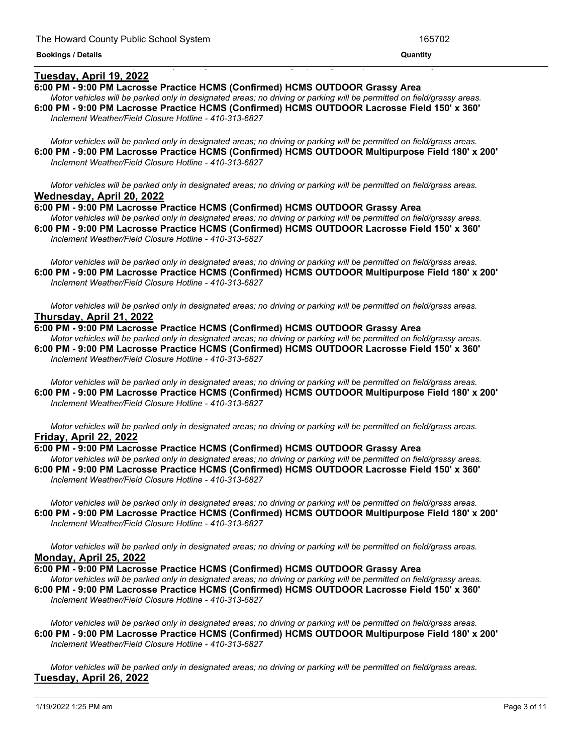**Tuesday, April 19, 2022**

**6:00 PM - 9:00 PM Lacrosse Practice HCMS (Confirmed) HCMS OUTDOOR Grassy Area**

*Motor vehicles will be parked only in designated areas; no driving or parking will be permitted on field/grassy areas.*

**6:00 PM - 9:00 PM Lacrosse Practice HCMS (Confirmed) HCMS OUTDOOR Lacrosse Field 150' x 360'**

*Inclement Weather/Field Closure Hotline - 410-313-6827*

*Motor vehicles will be parked only in designated areas; no driving or parking will be permitted on field/grass areas.*

**6:00 PM - 9:00 PM Lacrosse Practice HCMS (Confirmed) HCMS OUTDOOR Multipurpose Field 180' x 200'**

*Inclement Weather/Field Closure Hotline - 410-313-6827*

*Motor vehicles will be parked only in designated areas; no driving or parking will be permitted on field/grass areas.*

**Wednesday, April 20, 2022**

**6:00 PM - 9:00 PM Lacrosse Practice HCMS (Confirmed) HCMS OUTDOOR Grassy Area**

*Motor vehicles will be parked only in designated areas; no driving or parking will be permitted on field/grassy areas.*

**6:00 PM - 9:00 PM Lacrosse Practice HCMS (Confirmed) HCMS OUTDOOR Lacrosse Field 150' x 360'**

*Inclement Weather/Field Closure Hotline - 410-313-6827*

*Motor vehicles will be parked only in designated areas; no driving or parking will be permitted on field/grass areas.*

**6:00 PM - 9:00 PM Lacrosse Practice HCMS (Confirmed) HCMS OUTDOOR Multipurpose Field 180' x 200'**

*Inclement Weather/Field Closure Hotline - 410-313-6827*

*Motor vehicles will be parked only in designated areas; no driving or parking will be permitted on field/grass areas.*

**Thursday, April 21, 2022**

**6:00 PM - 9:00 PM Lacrosse Practice HCMS (Confirmed) HCMS OUTDOOR Grassy Area**

*Motor vehicles will be parked only in designated areas; no driving or parking will be permitted on field/grassy areas.*

**6:00 PM - 9:00 PM Lacrosse Practice HCMS (Confirmed) HCMS OUTDOOR Lacrosse Field 150' x 360'**

*Inclement Weather/Field Closure Hotline - 410-313-6827*

*Motor vehicles will be parked only in designated areas; no driving or parking will be permitted on field/grass areas.*

**6:00 PM - 9:00 PM Lacrosse Practice HCMS (Confirmed) HCMS OUTDOOR Multipurpose Field 180' x 200'**

*Inclement Weather/Field Closure Hotline - 410-313-6827*

*Motor vehicles will be parked only in designated areas; no driving or parking will be permitted on field/grass areas.*

**Friday, April 22, 2022**

**6:00 PM - 9:00 PM Lacrosse Practice HCMS (Confirmed) HCMS OUTDOOR Grassy Area**

*Motor vehicles will be parked only in designated areas; no driving or parking will be permitted on field/grassy areas.*

**6:00 PM - 9:00 PM Lacrosse Practice HCMS (Confirmed) HCMS OUTDOOR Lacrosse Field 150' x 360'**

*Inclement Weather/Field Closure Hotline - 410-313-6827*

*Motor vehicles will be parked only in designated areas; no driving or parking will be permitted on field/grass areas.*

**6:00 PM - 9:00 PM Lacrosse Practice HCMS (Confirmed) HCMS OUTDOOR Multipurpose Field 180' x 200'**

*Inclement Weather/Field Closure Hotline - 410-313-6827*

*Motor vehicles will be parked only in designated areas; no driving or parking will be permitted on field/grass areas.*

**Monday, April 25, 2022**

**6:00 PM - 9:00 PM Lacrosse Practice HCMS (Confirmed) HCMS OUTDOOR Grassy Area**

*Motor vehicles will be parked only in designated areas; no driving or parking will be permitted on field/grassy areas.*

**6:00 PM - 9:00 PM Lacrosse Practice HCMS (Confirmed) HCMS OUTDOOR Lacrosse Field 150' x 360'**

*Inclement Weather/Field Closure Hotline - 410-313-6827*

*Motor vehicles will be parked only in designated areas; no driving or parking will be permitted on field/grass areas.*

**6:00 PM - 9:00 PM Lacrosse Practice HCMS (Confirmed) HCMS OUTDOOR Multipurpose Field 180' x 200'**

*Inclement Weather/Field Closure Hotline - 410-313-6827*

*Motor vehicles will be parked only in designated areas; no driving or parking will be permitted on field/grass areas.*

**Tuesday, April 26, 2022**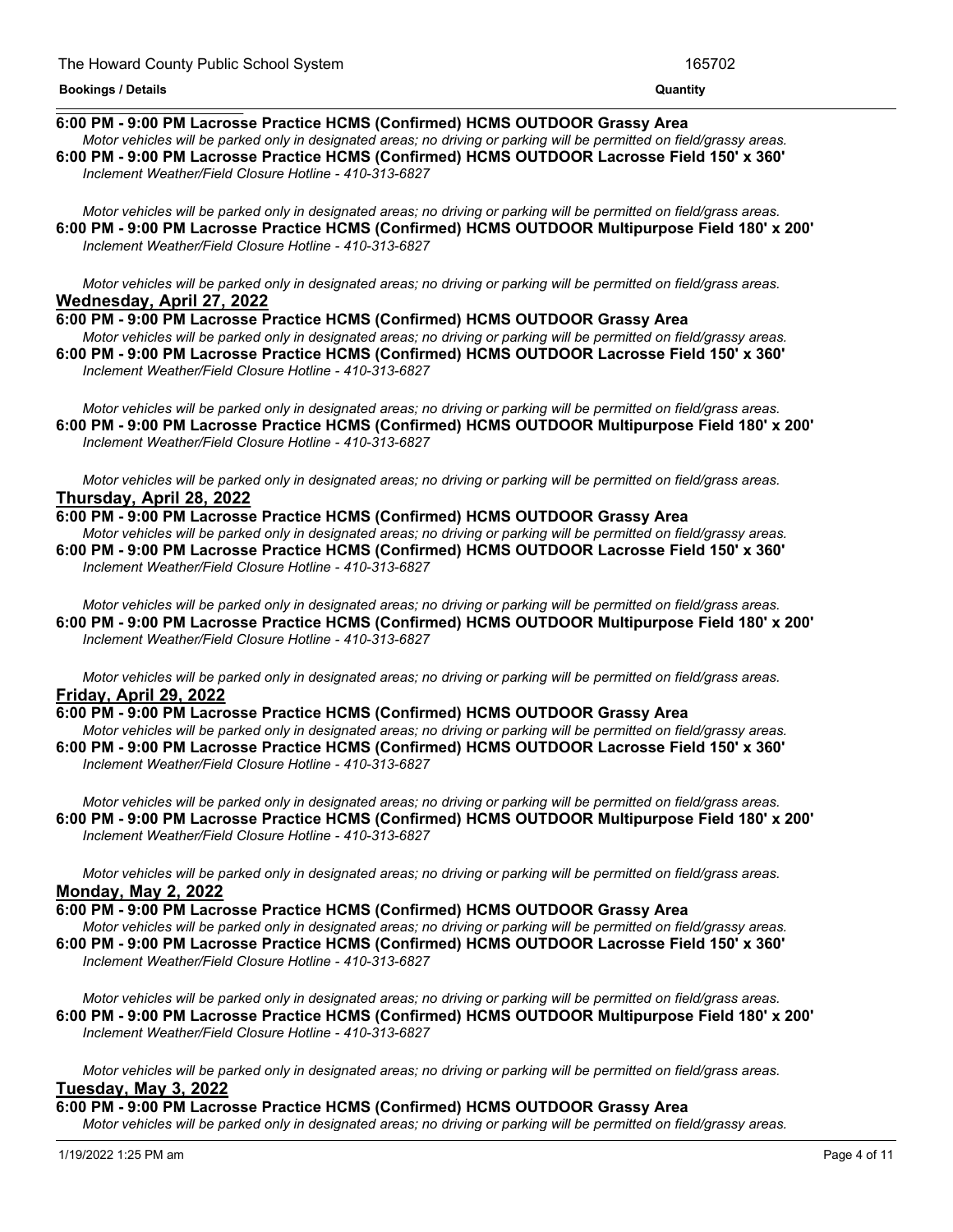**6:00 PM - 9:00 PM Lacrosse Practice HCMS (Confirmed) HCMS OUTDOOR Grassy Area**

*Motor vehicles will be parked only in designated areas; no driving or parking will be permitted on field/grassy areas.*

**6:00 PM - 9:00 PM Lacrosse Practice HCMS (Confirmed) HCMS OUTDOOR Lacrosse Field 150' x 360'**

*Inclement Weather/Field Closure Hotline - 410-313-6827*

*Motor vehicles will be parked only in designated areas; no driving or parking will be permitted on field/grass areas.*

**6:00 PM - 9:00 PM Lacrosse Practice HCMS (Confirmed) HCMS OUTDOOR Multipurpose Field 180' x 200'**

*Inclement Weather/Field Closure Hotline - 410-313-6827*

*Motor vehicles will be parked only in designated areas; no driving or parking will be permitted on field/grass areas.*

## Wednesday, April 27, 2022

**6:00 PM - 9:00 PM Lacrosse Practice HCMS (Confirmed) HCMS OUTDOOR Grassy Area**

*Motor vehicles will be parked only in designated areas; no driving or parking will be permitted on field/grassy areas.*

**6:00 PM - 9:00 PM Lacrosse Practice HCMS (Confirmed) HCMS OUTDOOR Lacrosse Field 150' x 360'**

*Inclement Weather/Field Closure Hotline - 410-313-6827*

*Motor vehicles will be parked only in designated areas; no driving or parking will be permitted on field/grass areas.*

**6:00 PM - 9:00 PM Lacrosse Practice HCMS (Confirmed) HCMS OUTDOOR Multipurpose Field 180' x 200'**

*Inclement Weather/Field Closure Hotline - 410-313-6827*

*Motor vehicles will be parked only in designated areas; no driving or parking will be permitted on field/grass areas.*

## Thursday, April 28, 2022

**6:00 PM - 9:00 PM Lacrosse Practice HCMS (Confirmed) HCMS OUTDOOR Grassy Area**

*Motor vehicles will be parked only in designated areas; no driving or parking will be permitted on field/grassy areas.*

**6:00 PM - 9:00 PM Lacrosse Practice HCMS (Confirmed) HCMS OUTDOOR Lacrosse Field 150' x 360'**

*Inclement Weather/Field Closure Hotline - 410-313-6827*

*Motor vehicles will be parked only in designated areas; no driving or parking will be permitted on field/grass areas.*

**6:00 PM - 9:00 PM Lacrosse Practice HCMS (Confirmed) HCMS OUTDOOR Multipurpose Field 180' x 200'**

*Inclement Weather/Field Closure Hotline - 410-313-6827*

*Motor vehicles will be parked only in designated areas; no driving or parking will be permitted on field/grass areas.*

## Friday, April 29, 2022

**6:00 PM - 9:00 PM Lacrosse Practice HCMS (Confirmed) HCMS OUTDOOR Grassy Area**

*Motor vehicles will be parked only in designated areas; no driving or parking will be permitted on field/grassy areas.*

**6:00 PM - 9:00 PM Lacrosse Practice HCMS (Confirmed) HCMS OUTDOOR Lacrosse Field 150' x 360'**

*Inclement Weather/Field Closure Hotline - 410-313-6827*

*Motor vehicles will be parked only in designated areas; no driving or parking will be permitted on field/grass areas.*

**6:00 PM - 9:00 PM Lacrosse Practice HCMS (Confirmed) HCMS OUTDOOR Multipurpose Field 180' x 200'**

*Inclement Weather/Field Closure Hotline - 410-313-6827*

*Motor vehicles will be parked only in designated areas; no driving or parking will be permitted on field/grass areas.*

## Monday, May 2, 2022

**6:00 PM - 9:00 PM Lacrosse Practice HCMS (Confirmed) HCMS OUTDOOR Grassy Area**

*Motor vehicles will be parked only in designated areas; no driving or parking will be permitted on field/grassy areas.*

**6:00 PM - 9:00 PM Lacrosse Practice HCMS (Confirmed) HCMS OUTDOOR Lacrosse Field 150' x 360'**

*Inclement Weather/Field Closure Hotline - 410-313-6827*

*Motor vehicles will be parked only in designated areas; no driving or parking will be permitted on field/grass areas.*

**6:00 PM - 9:00 PM Lacrosse Practice HCMS (Confirmed) HCMS OUTDOOR Multipurpose Field 180' x 200'**

*Inclement Weather/Field Closure Hotline - 410-313-6827*

*Motor vehicles will be parked only in designated areas; no driving or parking will be permitted on field/grass areas.*

## Tuesday, May 3, 2022

**6:00 PM - 9:00 PM Lacrosse Practice HCMS (Confirmed) HCMS OUTDOOR Grassy Area**

*Motor vehicles will be parked only in designated areas; no driving or parking will be permitted on field/grassy areas.*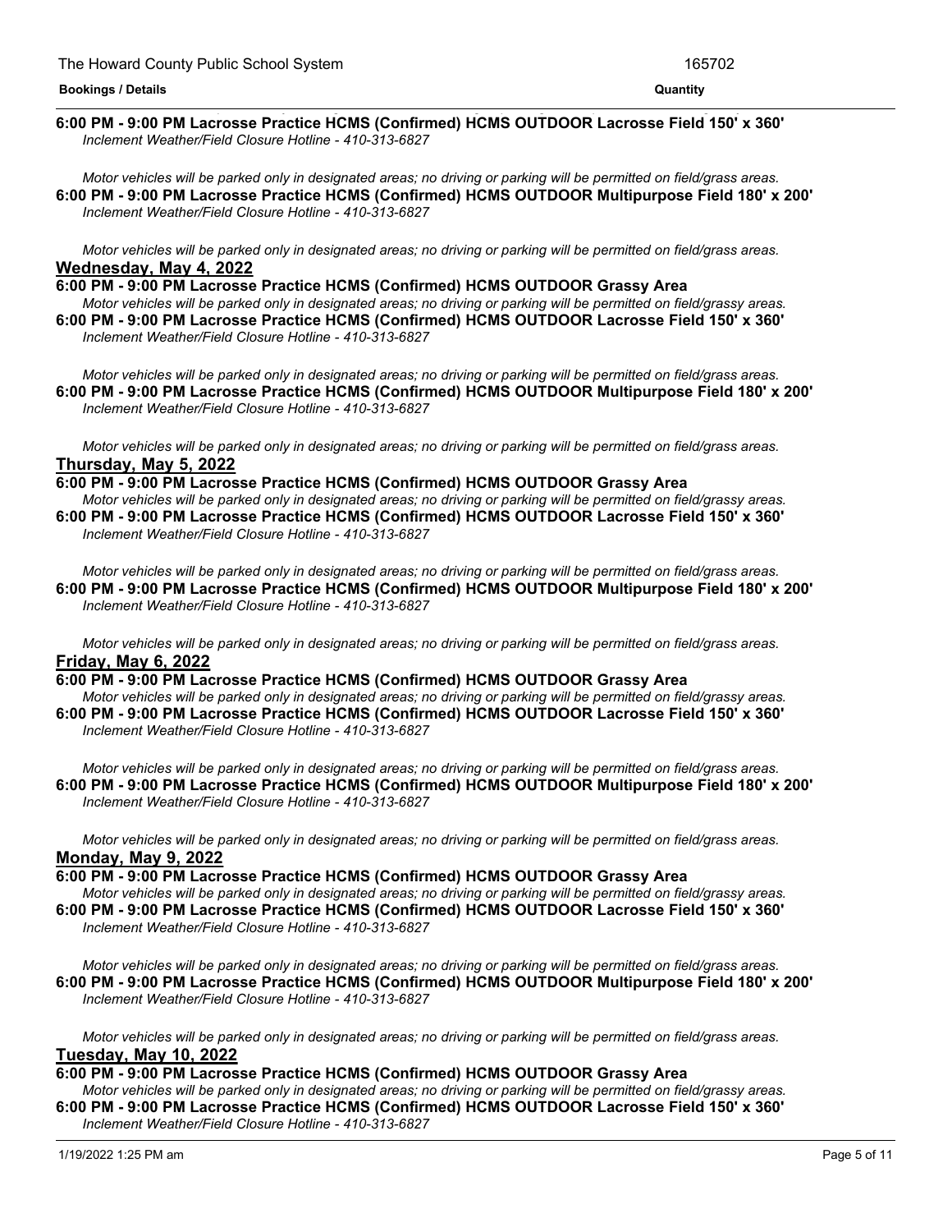**6:00 PM - 9:00 PM Lacrosse Practice HCMS (Confirmed) HCMS OUTDOOR Lacrosse Field 150' x 360'**

*Inclement Weather/Field Closure Hotline - 410-313-6827*

*Motor vehicles will be parked only in designated areas; no driving or parking will be permitted on field/grass areas.*

**6:00 PM - 9:00 PM Lacrosse Practice HCMS (Confirmed) HCMS OUTDOOR Multipurpose Field 180' x 200'**

*Inclement Weather/Field Closure Hotline - 410-313-6827*

*Motor vehicles will be parked only in designated areas; no driving or parking will be permitted on field/grass areas.*

## Wednesday, May 4, 2022

**6:00 PM - 9:00 PM Lacrosse Practice HCMS (Confirmed) HCMS OUTDOOR Grassy Area**

*Motor vehicles will be parked only in designated areas; no driving or parking will be permitted on field/grassy areas.*

**6:00 PM - 9:00 PM Lacrosse Practice HCMS (Confirmed) HCMS OUTDOOR Lacrosse Field 150' x 360'**

*Inclement Weather/Field Closure Hotline - 410-313-6827*

*Motor vehicles will be parked only in designated areas; no driving or parking will be permitted on field/grass areas.*

**6:00 PM - 9:00 PM Lacrosse Practice HCMS (Confirmed) HCMS OUTDOOR Multipurpose Field 180' x 200'**

*Inclement Weather/Field Closure Hotline - 410-313-6827*

*Motor vehicles will be parked only in designated areas; no driving or parking will be permitted on field/grass areas.*

## Thursday, May 5, 2022

**6:00 PM - 9:00 PM Lacrosse Practice HCMS (Confirmed) HCMS OUTDOOR Grassy Area**

*Motor vehicles will be parked only in designated areas; no driving or parking will be permitted on field/grassy areas.*

**6:00 PM - 9:00 PM Lacrosse Practice HCMS (Confirmed) HCMS OUTDOOR Lacrosse Field 150' x 360'**

*Inclement Weather/Field Closure Hotline - 410-313-6827*

*Motor vehicles will be parked only in designated areas; no driving or parking will be permitted on field/grass areas.*

**6:00 PM - 9:00 PM Lacrosse Practice HCMS (Confirmed) HCMS OUTDOOR Multipurpose Field 180' x 200'**

*Inclement Weather/Field Closure Hotline - 410-313-6827*

*Motor vehicles will be parked only in designated areas; no driving or parking will be permitted on field/grass areas.*

## Friday, May 6, 2022

**6:00 PM - 9:00 PM Lacrosse Practice HCMS (Confirmed) HCMS OUTDOOR Grassy Area**

*Motor vehicles will be parked only in designated areas; no driving or parking will be permitted on field/grassy areas.*

**6:00 PM - 9:00 PM Lacrosse Practice HCMS (Confirmed) HCMS OUTDOOR Lacrosse Field 150' x 360'**

*Inclement Weather/Field Closure Hotline - 410-313-6827*

*Motor vehicles will be parked only in designated areas; no driving or parking will be permitted on field/grass areas.*

**6:00 PM - 9:00 PM Lacrosse Practice HCMS (Confirmed) HCMS OUTDOOR Multipurpose Field 180' x 200'**

*Inclement Weather/Field Closure Hotline - 410-313-6827*

*Motor vehicles will be parked only in designated areas; no driving or parking will be permitted on field/grass areas.*

## Monday, May 9, 2022

**6:00 PM - 9:00 PM Lacrosse Practice HCMS (Confirmed) HCMS OUTDOOR Grassy Area**

*Motor vehicles will be parked only in designated areas; no driving or parking will be permitted on field/grassy areas.*

**6:00 PM - 9:00 PM Lacrosse Practice HCMS (Confirmed) HCMS OUTDOOR Lacrosse Field 150' x 360'**

*Inclement Weather/Field Closure Hotline - 410-313-6827*

*Motor vehicles will be parked only in designated areas; no driving or parking will be permitted on field/grass areas.*

**6:00 PM - 9:00 PM Lacrosse Practice HCMS (Confirmed) HCMS OUTDOOR Multipurpose Field 180' x 200'**

*Inclement Weather/Field Closure Hotline - 410-313-6827*

*Motor vehicles will be parked only in designated areas; no driving or parking will be permitted on field/grass areas.*

## Tuesday, May 10, 2022

**6:00 PM - 9:00 PM Lacrosse Practice HCMS (Confirmed) HCMS OUTDOOR Grassy Area**

*Motor vehicles will be parked only in designated areas; no driving or parking will be permitted on field/grassy areas.*

**6:00 PM - 9:00 PM Lacrosse Practice HCMS (Confirmed) HCMS OUTDOOR Lacrosse Field 150' x 360'**

*Inclement Weather/Field Closure Hotline - 410-313-6827*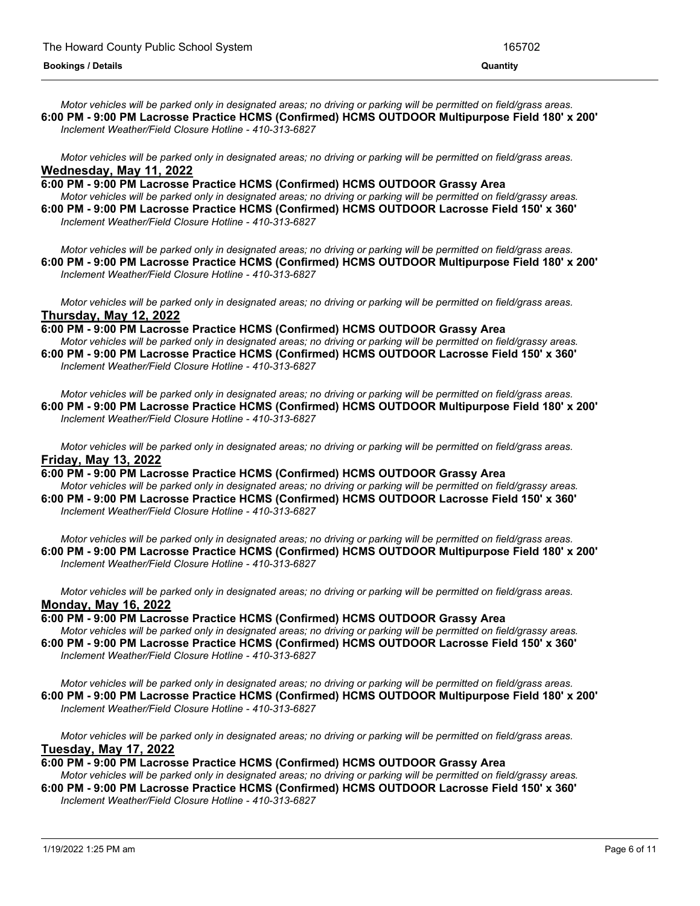*Motor vehicles will be parked only in designated areas; no driving or parking will be permitted on field/grass areas.*

**6:00 PM - 9:00 PM Lacrosse Practice HCMS (Confirmed) HCMS OUTDOOR Multipurpose Field 180' x 200'**

*Inclement Weather/Field Closure Hotline - 410-313-6827*

*Motor vehicles will be parked only in designated areas; no driving or parking will be permitted on field/grass areas.*

**Wednesday, May 11, 2022**

**6:00 PM - 9:00 PM Lacrosse Practice HCMS (Confirmed) HCMS OUTDOOR Grassy Area**

*Motor vehicles will be parked only in designated areas; no driving or parking will be permitted on field/grassy areas.*

**6:00 PM - 9:00 PM Lacrosse Practice HCMS (Confirmed) HCMS OUTDOOR Lacrosse Field 150' x 360'**

*Inclement Weather/Field Closure Hotline - 410-313-6827*

*Motor vehicles will be parked only in designated areas; no driving or parking will be permitted on field/grass areas.*

**6:00 PM - 9:00 PM Lacrosse Practice HCMS (Confirmed) HCMS OUTDOOR Multipurpose Field 180' x 200'**

*Inclement Weather/Field Closure Hotline - 410-313-6827*

*Motor vehicles will be parked only in designated areas; no driving or parking will be permitted on field/grass areas.*

**Thursday, May 12, 2022**

**6:00 PM - 9:00 PM Lacrosse Practice HCMS (Confirmed) HCMS OUTDOOR Grassy Area**

*Motor vehicles will be parked only in designated areas; no driving or parking will be permitted on field/grassy areas.*

**6:00 PM - 9:00 PM Lacrosse Practice HCMS (Confirmed) HCMS OUTDOOR Lacrosse Field 150' x 360'**

*Inclement Weather/Field Closure Hotline - 410-313-6827*

*Motor vehicles will be parked only in designated areas; no driving or parking will be permitted on field/grass areas.*

**6:00 PM - 9:00 PM Lacrosse Practice HCMS (Confirmed) HCMS OUTDOOR Multipurpose Field 180' x 200'**

*Inclement Weather/Field Closure Hotline - 410-313-6827*

*Motor vehicles will be parked only in designated areas; no driving or parking will be permitted on field/grass areas.*

**Friday, May 13, 2022**

**6:00 PM - 9:00 PM Lacrosse Practice HCMS (Confirmed) HCMS OUTDOOR Grassy Area**

*Motor vehicles will be parked only in designated areas; no driving or parking will be permitted on field/grassy areas.*

**6:00 PM - 9:00 PM Lacrosse Practice HCMS (Confirmed) HCMS OUTDOOR Lacrosse Field 150' x 360'**

*Inclement Weather/Field Closure Hotline - 410-313-6827*

*Motor vehicles will be parked only in designated areas; no driving or parking will be permitted on field/grass areas.*

**6:00 PM - 9:00 PM Lacrosse Practice HCMS (Confirmed) HCMS OUTDOOR Multipurpose Field 180' x 200'**

*Inclement Weather/Field Closure Hotline - 410-313-6827*

*Motor vehicles will be parked only in designated areas; no driving or parking will be permitted on field/grass areas.*

**Monday, May 16, 2022**

**6:00 PM - 9:00 PM Lacrosse Practice HCMS (Confirmed) HCMS OUTDOOR Grassy Area**

*Motor vehicles will be parked only in designated areas; no driving or parking will be permitted on field/grassy areas.*

**6:00 PM - 9:00 PM Lacrosse Practice HCMS (Confirmed) HCMS OUTDOOR Lacrosse Field 150' x 360'**

*Inclement Weather/Field Closure Hotline - 410-313-6827*

*Motor vehicles will be parked only in designated areas; no driving or parking will be permitted on field/grass areas.*

**6:00 PM - 9:00 PM Lacrosse Practice HCMS (Confirmed) HCMS OUTDOOR Multipurpose Field 180' x 200'**

*Inclement Weather/Field Closure Hotline - 410-313-6827*

*Motor vehicles will be parked only in designated areas; no driving or parking will be permitted on field/grass areas.*

**Tuesday, May 17, 2022**

**6:00 PM - 9:00 PM Lacrosse Practice HCMS (Confirmed) HCMS OUTDOOR Grassy Area**

*Motor vehicles will be parked only in designated areas; no driving or parking will be permitted on field/grassy areas.*

**6:00 PM - 9:00 PM Lacrosse Practice HCMS (Confirmed) HCMS OUTDOOR Lacrosse Field 150' x 360'**

*Inclement Weather/Field Closure Hotline - 410-313-6827*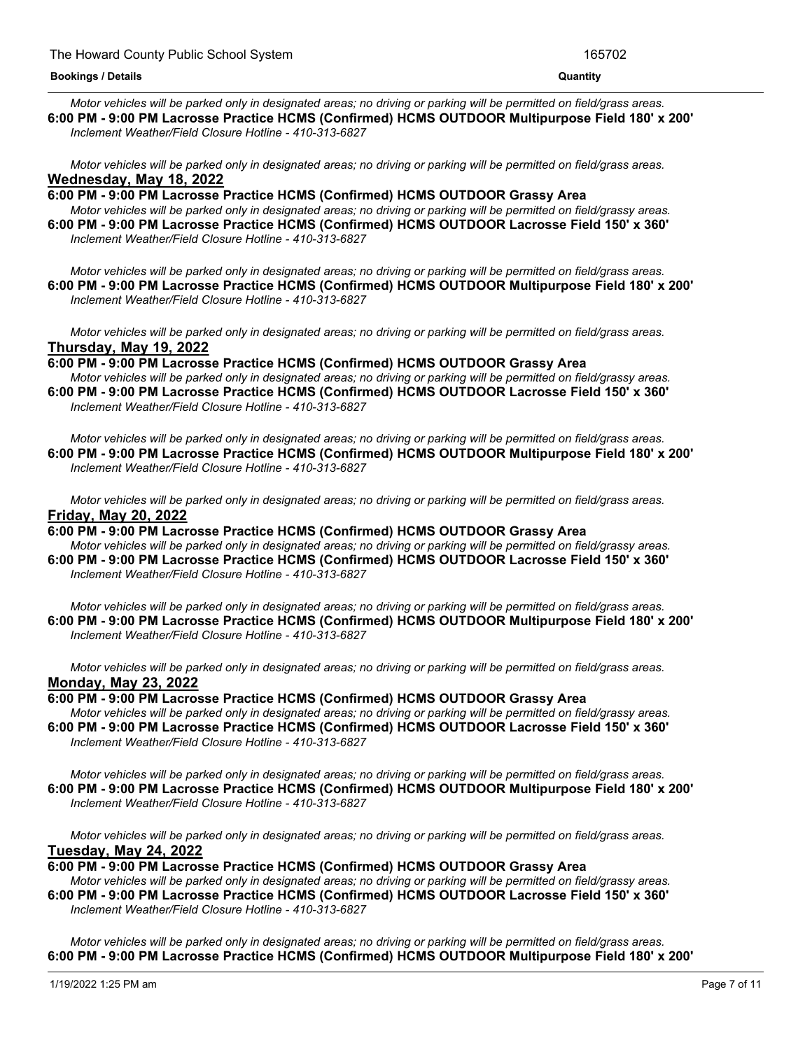*Motor vehicles will be parked only in designated areas; no driving or parking will be permitted on field/grass areas.*

**6:00 PM - 9:00 PM Lacrosse Practice HCMS (Confirmed) HCMS OUTDOOR Multipurpose Field 180' x 200'**

*Inclement Weather/Field Closure Hotline - 410-313-6827*

*Motor vehicles will be parked only in designated areas; no driving or parking will be permitted on field/grass areas.*

**Wednesday, May 18, 2022**

**6:00 PM - 9:00 PM Lacrosse Practice HCMS (Confirmed) HCMS OUTDOOR Grassy Area**

*Motor vehicles will be parked only in designated areas; no driving or parking will be permitted on field/grassy areas.*

**6:00 PM - 9:00 PM Lacrosse Practice HCMS (Confirmed) HCMS OUTDOOR Lacrosse Field 150' x 360'**

*Inclement Weather/Field Closure Hotline - 410-313-6827*

*Motor vehicles will be parked only in designated areas; no driving or parking will be permitted on field/grass areas.*

**6:00 PM - 9:00 PM Lacrosse Practice HCMS (Confirmed) HCMS OUTDOOR Multipurpose Field 180' x 200'**

*Inclement Weather/Field Closure Hotline - 410-313-6827*

*Motor vehicles will be parked only in designated areas; no driving or parking will be permitted on field/grass areas.*

**Thursday, May 19, 2022**

**6:00 PM - 9:00 PM Lacrosse Practice HCMS (Confirmed) HCMS OUTDOOR Grassy Area**

*Motor vehicles will be parked only in designated areas; no driving or parking will be permitted on field/grassy areas.*

**6:00 PM - 9:00 PM Lacrosse Practice HCMS (Confirmed) HCMS OUTDOOR Lacrosse Field 150' x 360'**

*Inclement Weather/Field Closure Hotline - 410-313-6827*

*Motor vehicles will be parked only in designated areas; no driving or parking will be permitted on field/grass areas.*

**6:00 PM - 9:00 PM Lacrosse Practice HCMS (Confirmed) HCMS OUTDOOR Multipurpose Field 180' x 200'**

*Inclement Weather/Field Closure Hotline - 410-313-6827*

*Motor vehicles will be parked only in designated areas; no driving or parking will be permitted on field/grass areas.*

**Friday, May 20, 2022**

**6:00 PM - 9:00 PM Lacrosse Practice HCMS (Confirmed) HCMS OUTDOOR Grassy Area**

*Motor vehicles will be parked only in designated areas; no driving or parking will be permitted on field/grassy areas.*

**6:00 PM - 9:00 PM Lacrosse Practice HCMS (Confirmed) HCMS OUTDOOR Lacrosse Field 150' x 360'**

*Inclement Weather/Field Closure Hotline - 410-313-6827*

*Motor vehicles will be parked only in designated areas; no driving or parking will be permitted on field/grass areas.*

**6:00 PM - 9:00 PM Lacrosse Practice HCMS (Confirmed) HCMS OUTDOOR Multipurpose Field 180' x 200'**

*Inclement Weather/Field Closure Hotline - 410-313-6827*

*Motor vehicles will be parked only in designated areas; no driving or parking will be permitted on field/grass areas.*

**Monday, May 23, 2022**

**6:00 PM - 9:00 PM Lacrosse Practice HCMS (Confirmed) HCMS OUTDOOR Grassy Area**

*Motor vehicles will be parked only in designated areas; no driving or parking will be permitted on field/grassy areas.*

**6:00 PM - 9:00 PM Lacrosse Practice HCMS (Confirmed) HCMS OUTDOOR Lacrosse Field 150' x 360'**

*Inclement Weather/Field Closure Hotline - 410-313-6827*

*Motor vehicles will be parked only in designated areas; no driving or parking will be permitted on field/grass areas.*

**6:00 PM - 9:00 PM Lacrosse Practice HCMS (Confirmed) HCMS OUTDOOR Multipurpose Field 180' x 200'**

*Inclement Weather/Field Closure Hotline - 410-313-6827*

*Motor vehicles will be parked only in designated areas; no driving or parking will be permitted on field/grass areas.*

**Tuesday, May 24, 2022**

**6:00 PM - 9:00 PM Lacrosse Practice HCMS (Confirmed) HCMS OUTDOOR Grassy Area**

*Motor vehicles will be parked only in designated areas; no driving or parking will be permitted on field/grassy areas.*

**6:00 PM - 9:00 PM Lacrosse Practice HCMS (Confirmed) HCMS OUTDOOR Lacrosse Field 150' x 360'**

*Inclement Weather/Field Closure Hotline - 410-313-6827*

*Motor vehicles will be parked only in designated areas; no driving or parking will be permitted on field/grass areas.*

**6:00 PM - 9:00 PM Lacrosse Practice HCMS (Confirmed) HCMS OUTDOOR Multipurpose Field 180' x 200'**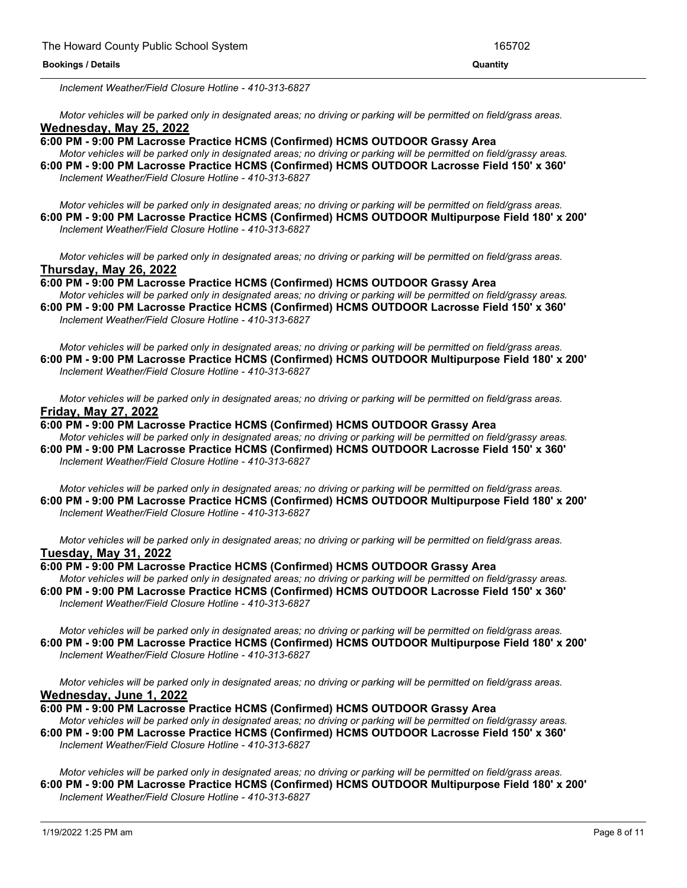*Inclement Weather/Field Closure Hotline - 410-313-6827*

*Motor vehicles will be parked only in designated areas; no driving or parking will be permitted on field/grass areas.*

**Wednesday, May 25, 2022**

**6:00 PM - 9:00 PM Lacrosse Practice HCMS (Confirmed) HCMS OUTDOOR Grassy Area**

*Motor vehicles will be parked only in designated areas; no driving or parking will be permitted on field/grassy areas.*

**6:00 PM - 9:00 PM Lacrosse Practice HCMS (Confirmed) HCMS OUTDOOR Lacrosse Field 150' x 360'**

*Inclement Weather/Field Closure Hotline - 410-313-6827*

*Motor vehicles will be parked only in designated areas; no driving or parking will be permitted on field/grass areas.*

**6:00 PM - 9:00 PM Lacrosse Practice HCMS (Confirmed) HCMS OUTDOOR Multipurpose Field 180' x 200'**

*Inclement Weather/Field Closure Hotline - 410-313-6827*

*Motor vehicles will be parked only in designated areas; no driving or parking will be permitted on field/grass areas.*

**Thursday, May 26, 2022**

**6:00 PM - 9:00 PM Lacrosse Practice HCMS (Confirmed) HCMS OUTDOOR Grassy Area**

*Motor vehicles will be parked only in designated areas; no driving or parking will be permitted on field/grassy areas.*

**6:00 PM - 9:00 PM Lacrosse Practice HCMS (Confirmed) HCMS OUTDOOR Lacrosse Field 150' x 360'**

*Inclement Weather/Field Closure Hotline - 410-313-6827*

*Motor vehicles will be parked only in designated areas; no driving or parking will be permitted on field/grass areas.*

**6:00 PM - 9:00 PM Lacrosse Practice HCMS (Confirmed) HCMS OUTDOOR Multipurpose Field 180' x 200'**

*Inclement Weather/Field Closure Hotline - 410-313-6827*

*Motor vehicles will be parked only in designated areas; no driving or parking will be permitted on field/grass areas.*

**Friday, May 27, 2022**

**6:00 PM - 9:00 PM Lacrosse Practice HCMS (Confirmed) HCMS OUTDOOR Grassy Area**

*Motor vehicles will be parked only in designated areas; no driving or parking will be permitted on field/grassy areas.*

**6:00 PM - 9:00 PM Lacrosse Practice HCMS (Confirmed) HCMS OUTDOOR Lacrosse Field 150' x 360'**

*Inclement Weather/Field Closure Hotline - 410-313-6827*

*Motor vehicles will be parked only in designated areas; no driving or parking will be permitted on field/grass areas.*

**6:00 PM - 9:00 PM Lacrosse Practice HCMS (Confirmed) HCMS OUTDOOR Multipurpose Field 180' x 200'**

*Inclement Weather/Field Closure Hotline - 410-313-6827*

*Motor vehicles will be parked only in designated areas; no driving or parking will be permitted on field/grass areas.*

**Tuesday, May 31, 2022**

**6:00 PM - 9:00 PM Lacrosse Practice HCMS (Confirmed) HCMS OUTDOOR Grassy Area**

*Motor vehicles will be parked only in designated areas; no driving or parking will be permitted on field/grassy areas.*

**6:00 PM - 9:00 PM Lacrosse Practice HCMS (Confirmed) HCMS OUTDOOR Lacrosse Field 150' x 360'**

*Inclement Weather/Field Closure Hotline - 410-313-6827*

*Motor vehicles will be parked only in designated areas; no driving or parking will be permitted on field/grass areas.*

**6:00 PM - 9:00 PM Lacrosse Practice HCMS (Confirmed) HCMS OUTDOOR Multipurpose Field 180' x 200'**

*Inclement Weather/Field Closure Hotline - 410-313-6827*

*Motor vehicles will be parked only in designated areas; no driving or parking will be permitted on field/grass areas.*

**Wednesday, June 1, 2022**

**6:00 PM - 9:00 PM Lacrosse Practice HCMS (Confirmed) HCMS OUTDOOR Grassy Area**

*Motor vehicles will be parked only in designated areas; no driving or parking will be permitted on field/grassy areas.*

**6:00 PM - 9:00 PM Lacrosse Practice HCMS (Confirmed) HCMS OUTDOOR Lacrosse Field 150' x 360'**

*Inclement Weather/Field Closure Hotline - 410-313-6827*

*Motor vehicles will be parked only in designated areas; no driving or parking will be permitted on field/grass areas.*

**6:00 PM - 9:00 PM Lacrosse Practice HCMS (Confirmed) HCMS OUTDOOR Multipurpose Field 180' x 200'**

*Inclement Weather/Field Closure Hotline - 410-313-6827*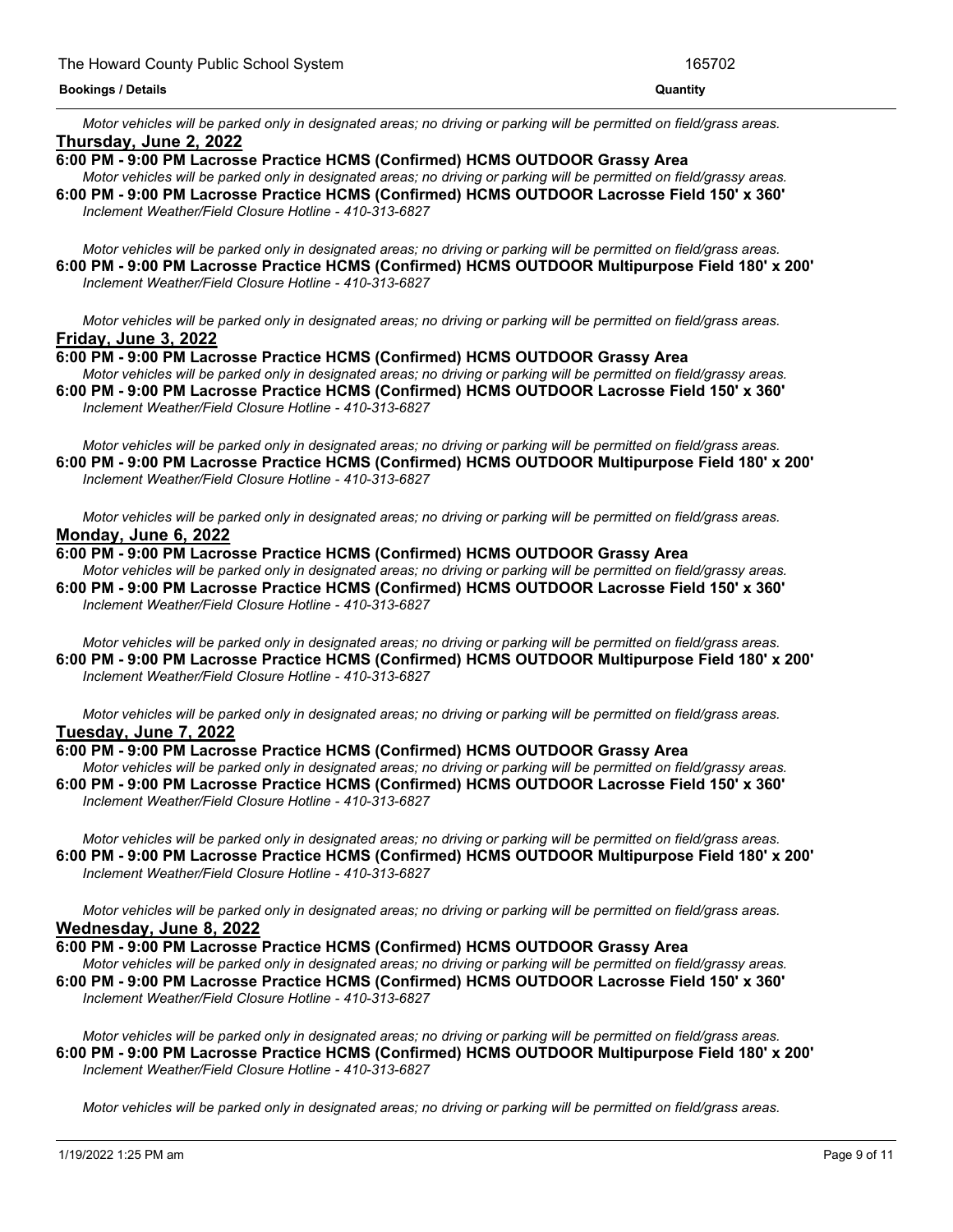*Motor vehicles will be parked only in designated areas; no driving or parking will be permitted on field/grass areas.*

**Thursday, June 2, 2022**

**6:00 PM - 9:00 PM Lacrosse Practice HCMS (Confirmed) HCMS OUTDOOR Grassy Area**

*Motor vehicles will be parked only in designated areas; no driving or parking will be permitted on field/grassy areas.*

**6:00 PM - 9:00 PM Lacrosse Practice HCMS (Confirmed) HCMS OUTDOOR Lacrosse Field 150' x 360'**

*Inclement Weather/Field Closure Hotline - 410-313-6827*

*Motor vehicles will be parked only in designated areas; no driving or parking will be permitted on field/grass areas.*

**6:00 PM - 9:00 PM Lacrosse Practice HCMS (Confirmed) HCMS OUTDOOR Multipurpose Field 180' x 200'**

*Inclement Weather/Field Closure Hotline - 410-313-6827*

*Motor vehicles will be parked only in designated areas; no driving or parking will be permitted on field/grass areas.*

**Friday, June 3, 2022**

**6:00 PM - 9:00 PM Lacrosse Practice HCMS (Confirmed) HCMS OUTDOOR Grassy Area**

*Motor vehicles will be parked only in designated areas; no driving or parking will be permitted on field/grassy areas.*

**6:00 PM - 9:00 PM Lacrosse Practice HCMS (Confirmed) HCMS OUTDOOR Lacrosse Field 150' x 360'**

*Inclement Weather/Field Closure Hotline - 410-313-6827*

*Motor vehicles will be parked only in designated areas; no driving or parking will be permitted on field/grass areas.*

**6:00 PM - 9:00 PM Lacrosse Practice HCMS (Confirmed) HCMS OUTDOOR Multipurpose Field 180' x 200'**

*Inclement Weather/Field Closure Hotline - 410-313-6827*

*Motor vehicles will be parked only in designated areas; no driving or parking will be permitted on field/grass areas.*

**Monday, June 6, 2022**

**6:00 PM - 9:00 PM Lacrosse Practice HCMS (Confirmed) HCMS OUTDOOR Grassy Area**

*Motor vehicles will be parked only in designated areas; no driving or parking will be permitted on field/grassy areas.*

**6:00 PM - 9:00 PM Lacrosse Practice HCMS (Confirmed) HCMS OUTDOOR Lacrosse Field 150' x 360'**

*Inclement Weather/Field Closure Hotline - 410-313-6827*

*Motor vehicles will be parked only in designated areas; no driving or parking will be permitted on field/grass areas.*

**6:00 PM - 9:00 PM Lacrosse Practice HCMS (Confirmed) HCMS OUTDOOR Multipurpose Field 180' x 200'**

*Inclement Weather/Field Closure Hotline - 410-313-6827*

*Motor vehicles will be parked only in designated areas; no driving or parking will be permitted on field/grass areas.*

**Tuesday, June 7, 2022**

**6:00 PM - 9:00 PM Lacrosse Practice HCMS (Confirmed) HCMS OUTDOOR Grassy Area**

*Motor vehicles will be parked only in designated areas; no driving or parking will be permitted on field/grassy areas.*

**6:00 PM - 9:00 PM Lacrosse Practice HCMS (Confirmed) HCMS OUTDOOR Lacrosse Field 150' x 360'**

*Inclement Weather/Field Closure Hotline - 410-313-6827*

*Motor vehicles will be parked only in designated areas; no driving or parking will be permitted on field/grass areas.*

**6:00 PM - 9:00 PM Lacrosse Practice HCMS (Confirmed) HCMS OUTDOOR Multipurpose Field 180' x 200'**

*Inclement Weather/Field Closure Hotline - 410-313-6827*

*Motor vehicles will be parked only in designated areas; no driving or parking will be permitted on field/grass areas.*

**Wednesday, June 8, 2022**

**6:00 PM - 9:00 PM Lacrosse Practice HCMS (Confirmed) HCMS OUTDOOR Grassy Area**

*Motor vehicles will be parked only in designated areas; no driving or parking will be permitted on field/grassy areas.*

**6:00 PM - 9:00 PM Lacrosse Practice HCMS (Confirmed) HCMS OUTDOOR Lacrosse Field 150' x 360'**

*Inclement Weather/Field Closure Hotline - 410-313-6827*

*Motor vehicles will be parked only in designated areas; no driving or parking will be permitted on field/grass areas.*

**6:00 PM - 9:00 PM Lacrosse Practice HCMS (Confirmed) HCMS OUTDOOR Multipurpose Field 180' x 200'**

*Inclement Weather/Field Closure Hotline - 410-313-6827*

*Motor vehicles will be parked only in designated areas; no driving or parking will be permitted on field/grass areas.*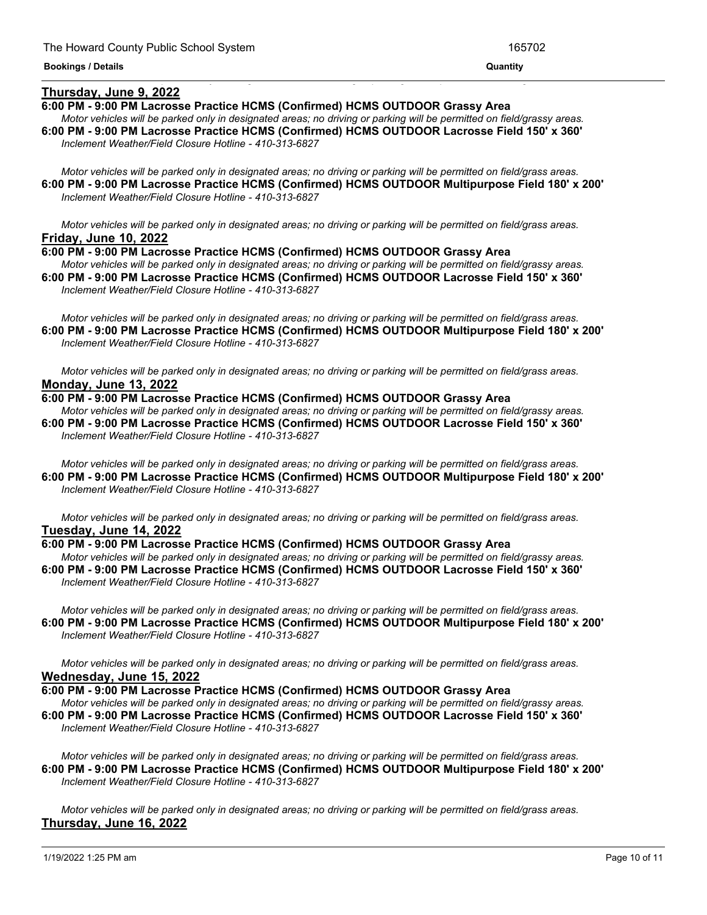**Thursday, June 9, 2022**

**6:00 PM - 9:00 PM Lacrosse Practice HCMS (Confirmed) HCMS OUTDOOR Grassy Area**

*Motor vehicles will be parked only in designated areas; no driving or parking will be permitted on field/grassy areas.*

**6:00 PM - 9:00 PM Lacrosse Practice HCMS (Confirmed) HCMS OUTDOOR Lacrosse Field 150' x 360'**

*Inclement Weather/Field Closure Hotline - 410-313-6827*

*Motor vehicles will be parked only in designated areas; no driving or parking will be permitted on field/grass areas.*

**6:00 PM - 9:00 PM Lacrosse Practice HCMS (Confirmed) HCMS OUTDOOR Multipurpose Field 180' x 200'**

*Inclement Weather/Field Closure Hotline - 410-313-6827*

*Motor vehicles will be parked only in designated areas; no driving or parking will be permitted on field/grass areas.*

**Friday, June 10, 2022**

**6:00 PM - 9:00 PM Lacrosse Practice HCMS (Confirmed) HCMS OUTDOOR Grassy Area**

*Motor vehicles will be parked only in designated areas; no driving or parking will be permitted on field/grassy areas.*

**6:00 PM - 9:00 PM Lacrosse Practice HCMS (Confirmed) HCMS OUTDOOR Lacrosse Field 150' x 360'**

*Inclement Weather/Field Closure Hotline - 410-313-6827*

*Motor vehicles will be parked only in designated areas; no driving or parking will be permitted on field/grass areas.*

**6:00 PM - 9:00 PM Lacrosse Practice HCMS (Confirmed) HCMS OUTDOOR Multipurpose Field 180' x 200'**

*Inclement Weather/Field Closure Hotline - 410-313-6827*

*Motor vehicles will be parked only in designated areas; no driving or parking will be permitted on field/grass areas.*

**Monday, June 13, 2022**

**6:00 PM - 9:00 PM Lacrosse Practice HCMS (Confirmed) HCMS OUTDOOR Grassy Area**

*Motor vehicles will be parked only in designated areas; no driving or parking will be permitted on field/grassy areas.*

**6:00 PM - 9:00 PM Lacrosse Practice HCMS (Confirmed) HCMS OUTDOOR Lacrosse Field 150' x 360'**

*Inclement Weather/Field Closure Hotline - 410-313-6827*

*Motor vehicles will be parked only in designated areas; no driving or parking will be permitted on field/grass areas.*

**6:00 PM - 9:00 PM Lacrosse Practice HCMS (Confirmed) HCMS OUTDOOR Multipurpose Field 180' x 200'**

*Inclement Weather/Field Closure Hotline - 410-313-6827*

*Motor vehicles will be parked only in designated areas; no driving or parking will be permitted on field/grass areas.*

**Tuesday, June 14, 2022**

**6:00 PM - 9:00 PM Lacrosse Practice HCMS (Confirmed) HCMS OUTDOOR Grassy Area**

*Motor vehicles will be parked only in designated areas; no driving or parking will be permitted on field/grassy areas.*

**6:00 PM - 9:00 PM Lacrosse Practice HCMS (Confirmed) HCMS OUTDOOR Lacrosse Field 150' x 360'**

*Inclement Weather/Field Closure Hotline - 410-313-6827*

*Motor vehicles will be parked only in designated areas; no driving or parking will be permitted on field/grass areas.*

**6:00 PM - 9:00 PM Lacrosse Practice HCMS (Confirmed) HCMS OUTDOOR Multipurpose Field 180' x 200'**

*Inclement Weather/Field Closure Hotline - 410-313-6827*

*Motor vehicles will be parked only in designated areas; no driving or parking will be permitted on field/grass areas.*

**Wednesday, June 15, 2022**

**6:00 PM - 9:00 PM Lacrosse Practice HCMS (Confirmed) HCMS OUTDOOR Grassy Area**

*Motor vehicles will be parked only in designated areas; no driving or parking will be permitted on field/grassy areas.*

**6:00 PM - 9:00 PM Lacrosse Practice HCMS (Confirmed) HCMS OUTDOOR Lacrosse Field 150' x 360'**

*Inclement Weather/Field Closure Hotline - 410-313-6827*

*Motor vehicles will be parked only in designated areas; no driving or parking will be permitted on field/grass areas.*

**6:00 PM - 9:00 PM Lacrosse Practice HCMS (Confirmed) HCMS OUTDOOR Multipurpose Field 180' x 200'**

*Inclement Weather/Field Closure Hotline - 410-313-6827*

*Motor vehicles will be parked only in designated areas; no driving or parking will be permitted on field/grass areas.*

**Thursday, June 16, 2022**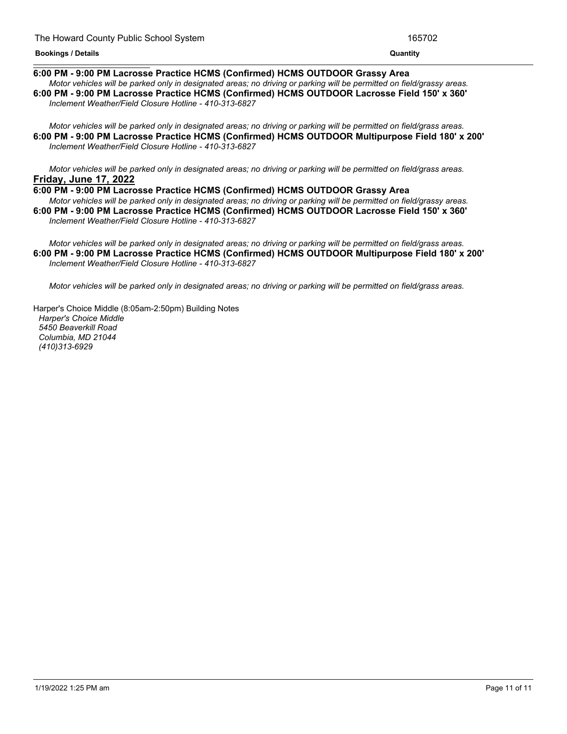**6:00 PM - 9:00 PM Lacrosse Practice HCMS (Confirmed) HCMS OUTDOOR Grassy Area**

*Motor vehicles will be parked only in designated areas; no driving or parking will be permitted on field/grassy areas.*

**6:00 PM - 9:00 PM Lacrosse Practice HCMS (Confirmed) HCMS OUTDOOR Lacrosse Field 150' x 360'**

*Inclement Weather/Field Closure Hotline - 410-313-6827*

*Motor vehicles will be parked only in designated areas; no driving or parking will be permitted on field/grass areas.*

**6:00 PM - 9:00 PM Lacrosse Practice HCMS (Confirmed) HCMS OUTDOOR Multipurpose Field 180' x 200'**

*Inclement Weather/Field Closure Hotline - 410-313-6827*

*Motor vehicles will be parked only in designated areas; no driving or parking will be permitted on field/grass areas.*

## Friday, June 17, 2022

**6:00 PM - 9:00 PM Lacrosse Practice HCMS (Confirmed) HCMS OUTDOOR Grassy Area**

*Motor vehicles will be parked only in designated areas; no driving or parking will be permitted on field/grassy areas.*

**6:00 PM - 9:00 PM Lacrosse Practice HCMS (Confirmed) HCMS OUTDOOR Lacrosse Field 150' x 360'**

*Inclement Weather/Field Closure Hotline - 410-313-6827*

*Motor vehicles will be parked only in designated areas; no driving or parking will be permitted on field/grass areas.*

**6:00 PM - 9:00 PM Lacrosse Practice HCMS (Confirmed) HCMS OUTDOOR Multipurpose Field 180' x 200'**

*Inclement Weather/Field Closure Hotline - 410-313-6827*

*Motor vehicles will be parked only in designated areas; no driving or parking will be permitted on field/grass areas.*

Harper's Choice Middle (8:05am-2:50pm) Building Notes

*Harper's Choice Middle*
*5450 Beaverkill Road*
*Columbia, MD 21044*
*(410)313-6929*